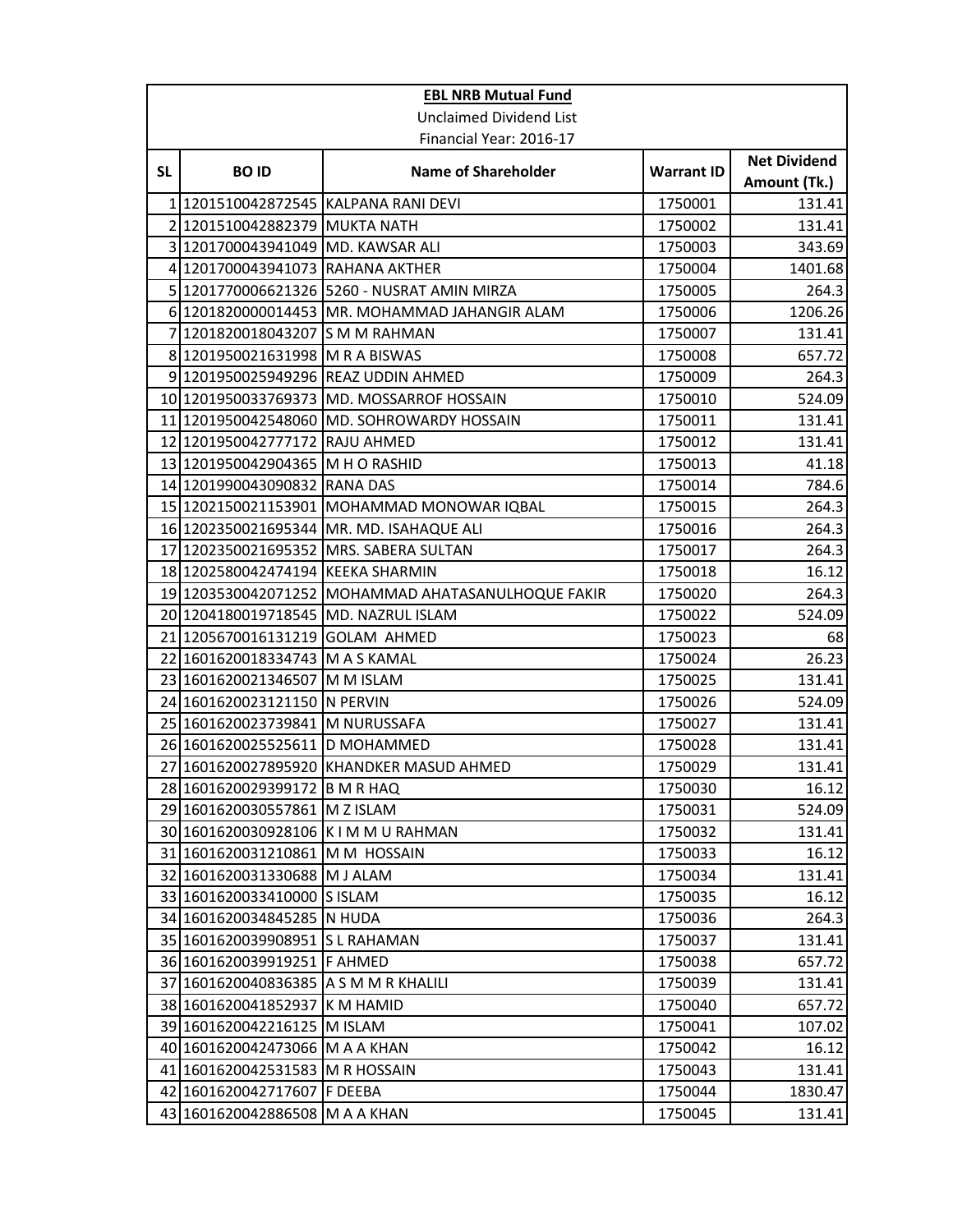| EBL NRB Mutual Fund | | | | |
|---|---|---|---|---|
| Unclaimed Dividend List | | | | |
| Financial Year: 2016-17 | | | | |
| SL | BO ID | Name of Shareholder | Warrant ID | Net Dividend Amount (Tk.) |
| 1 | 1201510042872545 | KALPANA RANI DEVI | 1750001 | 131.41 |
| 2 | 1201510042882379 | MUKTA NATH | 1750002 | 131.41 |
| 3 | 1201700043941049 | MD. KAWSAR ALI | 1750003 | 343.69 |
| 4 | 1201700043941073 | RAHANA AKTHER | 1750004 | 1401.68 |
| 5 | 1201770006621326 | 5260 - NUSRAT AMIN MIRZA | 1750005 | 264.3 |
| 6 | 1201820000014453 | MR. MOHAMMAD JAHANGIR ALAM | 1750006 | 1206.26 |
| 7 | 1201820018043207 | S M M RAHMAN | 1750007 | 131.41 |
| 8 | 1201950021631998 | M R A BISWAS | 1750008 | 657.72 |
| 9 | 1201950025949296 | REAZ UDDIN AHMED | 1750009 | 264.3 |
| 10 | 1201950033769373 | MD. MOSSARROF HOSSAIN | 1750010 | 524.09 |
| 11 | 1201950042548060 | MD. SOHROWARDY HOSSAIN | 1750011 | 131.41 |
| 12 | 1201950042777172 | RAJU AHMED | 1750012 | 131.41 |
| 13 | 1201950042904365 | M H O RASHID | 1750013 | 41.18 |
| 14 | 1201990043090832 | RANA DAS | 1750014 | 784.6 |
| 15 | 1202150021153901 | MOHAMMAD MONOWAR IQBAL | 1750015 | 264.3 |
| 16 | 1202350021695344 | MR. MD. ISAHAQUE ALI | 1750016 | 264.3 |
| 17 | 1202350021695352 | MRS. SABERA SULTAN | 1750017 | 264.3 |
| 18 | 1202580042474194 | KEEKA SHARMIN | 1750018 | 16.12 |
| 19 | 1203530042071252 | MOHAMMAD AHATASANULHOQUE FAKIR | 1750020 | 264.3 |
| 20 | 1204180019718545 | MD. NAZRUL ISLAM | 1750022 | 524.09 |
| 21 | 1205670016131219 | GOLAM AHMED | 1750023 | 68 |
| 22 | 1601620018334743 | M A S KAMAL | 1750024 | 26.23 |
| 23 | 1601620021346507 | M M ISLAM | 1750025 | 131.41 |
| 24 | 1601620023121150 | N PERVIN | 1750026 | 524.09 |
| 25 | 1601620023739841 | M NURUSSAFA | 1750027 | 131.41 |
| 26 | 1601620025525611 | D MOHAMMED | 1750028 | 131.41 |
| 27 | 1601620027895920 | KHANDKER MASUD AHMED | 1750029 | 131.41 |
| 28 | 1601620029399172 | B M R HAQ | 1750030 | 16.12 |
| 29 | 1601620030557861 | M Z ISLAM | 1750031 | 524.09 |
| 30 | 1601620030928106 | K I M M U RAHMAN | 1750032 | 131.41 |
| 31 | 1601620031210861 | M M HOSSAIN | 1750033 | 16.12 |
| 32 | 1601620031330688 | M J ALAM | 1750034 | 131.41 |
| 33 | 1601620033410000 | S ISLAM | 1750035 | 16.12 |
| 34 | 1601620034845285 | N HUDA | 1750036 | 264.3 |
| 35 | 1601620039908951 | S L RAHAMAN | 1750037 | 131.41 |
| 36 | 1601620039919251 | F AHMED | 1750038 | 657.72 |
| 37 | 1601620040836385 | A S M M R KHALILI | 1750039 | 131.41 |
| 38 | 1601620041852937 | K M HAMID | 1750040 | 657.72 |
| 39 | 1601620042216125 | M ISLAM | 1750041 | 107.02 |
| 40 | 1601620042473066 | M A A KHAN | 1750042 | 16.12 |
| 41 | 1601620042531583 | M R HOSSAIN | 1750043 | 131.41 |
| 42 | 1601620042717607 | F DEEBA | 1750044 | 1830.47 |
| 43 | 1601620042886508 | M A A KHAN | 1750045 | 131.41 |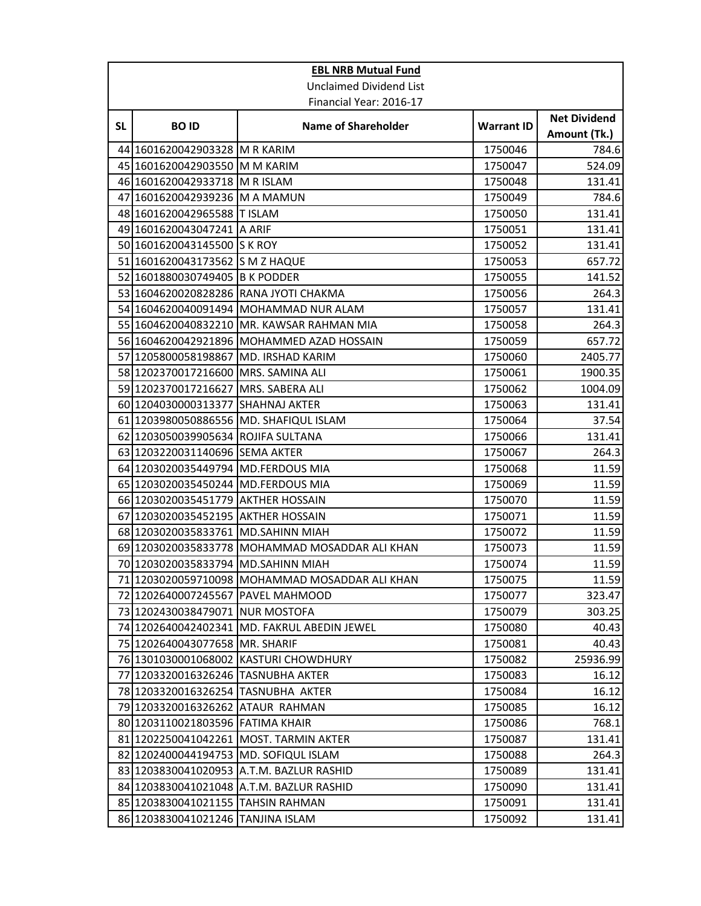**EBL NRB Mutual Fund**

Unclaimed Dividend List

Financial Year: 2016-17

| SL | BO ID | Name of Shareholder | Warrant ID | Net Dividend Amount (Tk.) |
|---|---|---|---|---|
| 44 | 1601620042903328 | M R KARIM | 1750046 | 784.6 |
| 45 | 1601620042903550 | M M KARIM | 1750047 | 524.09 |
| 46 | 1601620042933718 | M R ISLAM | 1750048 | 131.41 |
| 47 | 1601620042939236 | M A MAMUN | 1750049 | 784.6 |
| 48 | 1601620042965588 | T ISLAM | 1750050 | 131.41 |
| 49 | 1601620043047241 | A ARIF | 1750051 | 131.41 |
| 50 | 1601620043145500 | S K ROY | 1750052 | 131.41 |
| 51 | 1601620043173562 | S M Z HAQUE | 1750053 | 657.72 |
| 52 | 1601880030749405 | B K PODDER | 1750055 | 141.52 |
| 53 | 1604620020828286 | RANA JYOTI CHAKMA | 1750056 | 264.3 |
| 54 | 1604620040091494 | MOHAMMAD NUR ALAM | 1750057 | 131.41 |
| 55 | 1604620040832210 | MR. KAWSAR RAHMAN MIA | 1750058 | 264.3 |
| 56 | 1604620042921896 | MOHAMMED AZAD HOSSAIN | 1750059 | 657.72 |
| 57 | 1205800058198867 | MD. IRSHAD KARIM | 1750060 | 2405.77 |
| 58 | 1202370017216600 | MRS. SAMINA ALI | 1750061 | 1900.35 |
| 59 | 1202370017216627 | MRS. SABERA ALI | 1750062 | 1004.09 |
| 60 | 1204030000313377 | SHAHNAJ AKTER | 1750063 | 131.41 |
| 61 | 1203980050886556 | MD. SHAFIQUL ISLAM | 1750064 | 37.54 |
| 62 | 1203050039905634 | ROJIFA SULTANA | 1750066 | 131.41 |
| 63 | 1203220031140696 | SEMA AKTER | 1750067 | 264.3 |
| 64 | 1203020035449794 | MD.FERDOUS MIA | 1750068 | 11.59 |
| 65 | 1203020035450244 | MD.FERDOUS MIA | 1750069 | 11.59 |
| 66 | 1203020035451779 | AKTHER HOSSAIN | 1750070 | 11.59 |
| 67 | 1203020035452195 | AKTHER HOSSAIN | 1750071 | 11.59 |
| 68 | 1203020035833761 | MD.SAHINN MIAH | 1750072 | 11.59 |
| 69 | 1203020035833778 | MOHAMMAD MOSADDAR ALI KHAN | 1750073 | 11.59 |
| 70 | 1203020035833794 | MD.SAHINN MIAH | 1750074 | 11.59 |
| 71 | 1203020059710098 | MOHAMMAD MOSADDAR ALI KHAN | 1750075 | 11.59 |
| 72 | 1202640007245567 | PAVEL MAHMOOD | 1750077 | 323.47 |
| 73 | 1202430038479071 | NUR MOSTOFA | 1750079 | 303.25 |
| 74 | 1202640042402341 | MD. FAKRUL ABEDIN JEWEL | 1750080 | 40.43 |
| 75 | 1202640043077658 | MR. SHARIF | 1750081 | 40.43 |
| 76 | 1301030001068002 | KASTURI CHOWDHURY | 1750082 | 25936.99 |
| 77 | 1203320016326246 | TASNUBHA AKTER | 1750083 | 16.12 |
| 78 | 1203320016326254 | TASNUBHA AKTER | 1750084 | 16.12 |
| 79 | 1203320016326262 | ATAUR RAHMAN | 1750085 | 16.12 |
| 80 | 1203110021803596 | FATIMA KHAIR | 1750086 | 768.1 |
| 81 | 1202250041042261 | MOST. TARMIN AKTER | 1750087 | 131.41 |
| 82 | 1202400044194753 | MD. SOFIQUL ISLAM | 1750088 | 264.3 |
| 83 | 1203830041020953 | A.T.M. BAZLUR RASHID | 1750089 | 131.41 |
| 84 | 1203830041021048 | A.T.M. BAZLUR RASHID | 1750090 | 131.41 |
| 85 | 1203830041021155 | TAHSIN RAHMAN | 1750091 | 131.41 |
| 86 | 1203830041021246 | TANJINA ISLAM | 1750092 | 131.41 |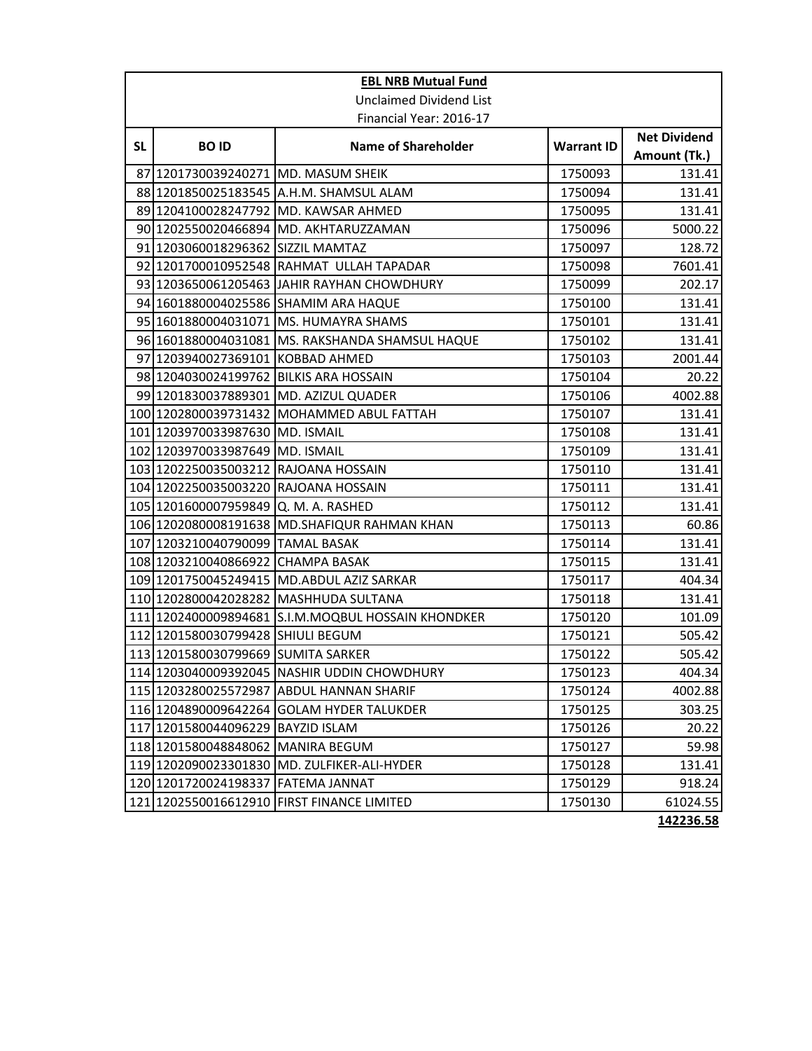| | | | | |
|---|---|---|---|---|
| **EBL NRB Mutual Fund** | | | | |
| Unclaimed Dividend List | | | | |
| Financial Year: 2016-17 | | | | |
| **SL** | **BO ID** | **Name of Shareholder** | **Warrant ID** | **Net Dividend Amount (Tk.)** |
| 87 | 1201730039240271 | MD. MASUM SHEIK | 1750093 | 131.41 |
| 88 | 1201850025183545 | A.H.M. SHAMSUL ALAM | 1750094 | 131.41 |
| 89 | 1204100028247792 | MD. KAWSAR AHMED | 1750095 | 131.41 |
| 90 | 1202550020466894 | MD. AKHTARUZZAMAN | 1750096 | 5000.22 |
| 91 | 1203060018296362 | SIZZIL MAMTAZ | 1750097 | 128.72 |
| 92 | 1201700010952548 | RAHMAT ULLAH TAPADAR | 1750098 | 7601.41 |
| 93 | 1203650061205463 | JAHIR RAYHAN CHOWDHURY | 1750099 | 202.17 |
| 94 | 1601880004025586 | SHAMIM ARA HAQUE | 1750100 | 131.41 |
| 95 | 1601880004031071 | MS. HUMAYRA SHAMS | 1750101 | 131.41 |
| 96 | 1601880004031081 | MS. RAKSHANDA SHAMSUL HAQUE | 1750102 | 131.41 |
| 97 | 1203940027369101 | KOBBAD AHMED | 1750103 | 2001.44 |
| 98 | 1204030024199762 | BILKIS ARA HOSSAIN | 1750104 | 20.22 |
| 99 | 1201830037889301 | MD. AZIZUL QUADER | 1750106 | 4002.88 |
| 100 | 1202800039731432 | MOHAMMED ABUL FATTAH | 1750107 | 131.41 |
| 101 | 1203970033987630 | MD. ISMAIL | 1750108 | 131.41 |
| 102 | 1203970033987649 | MD. ISMAIL | 1750109 | 131.41 |
| 103 | 1202250035003212 | RAJOANA HOSSAIN | 1750110 | 131.41 |
| 104 | 1202250035003220 | RAJOANA HOSSAIN | 1750111 | 131.41 |
| 105 | 1201600007959849 | Q. M. A. RASHED | 1750112 | 131.41 |
| 106 | 1202080008191638 | MD.SHAFIQUR RAHMAN KHAN | 1750113 | 60.86 |
| 107 | 1203210040790099 | TAMAL BASAK | 1750114 | 131.41 |
| 108 | 1203210040866922 | CHAMPA BASAK | 1750115 | 131.41 |
| 109 | 1201750045249415 | MD.ABDUL AZIZ SARKAR | 1750117 | 404.34 |
| 110 | 1202800042028282 | MASHHUDA SULTANA | 1750118 | 131.41 |
| 111 | 1202400009894681 | S.I.M.MOQBUL HOSSAIN KHONDKER | 1750120 | 101.09 |
| 112 | 1201580030799428 | SHIULI BEGUM | 1750121 | 505.42 |
| 113 | 1201580030799669 | SUMITA SARKER | 1750122 | 505.42 |
| 114 | 1203040009392045 | NASHIR UDDIN CHOWDHURY | 1750123 | 404.34 |
| 115 | 1203280025572987 | ABDUL HANNAN SHARIF | 1750124 | 4002.88 |
| 116 | 1204890009642264 | GOLAM HYDER TALUKDER | 1750125 | 303.25 |
| 117 | 1201580044096229 | BAYZID ISLAM | 1750126 | 20.22 |
| 118 | 1201580048848062 | MANIRA BEGUM | 1750127 | 59.98 |
| 119 | 1202090023301830 | MD. ZULFIKER-ALI-HYDER | 1750128 | 131.41 |
| 120 | 1201720024198337 | FATEMA JANNAT | 1750129 | 918.24 |
| 121 | 1202550016612910 | FIRST FINANCE LIMITED | 1750130 | 61024.55 |
| | | | | **142236.58** |